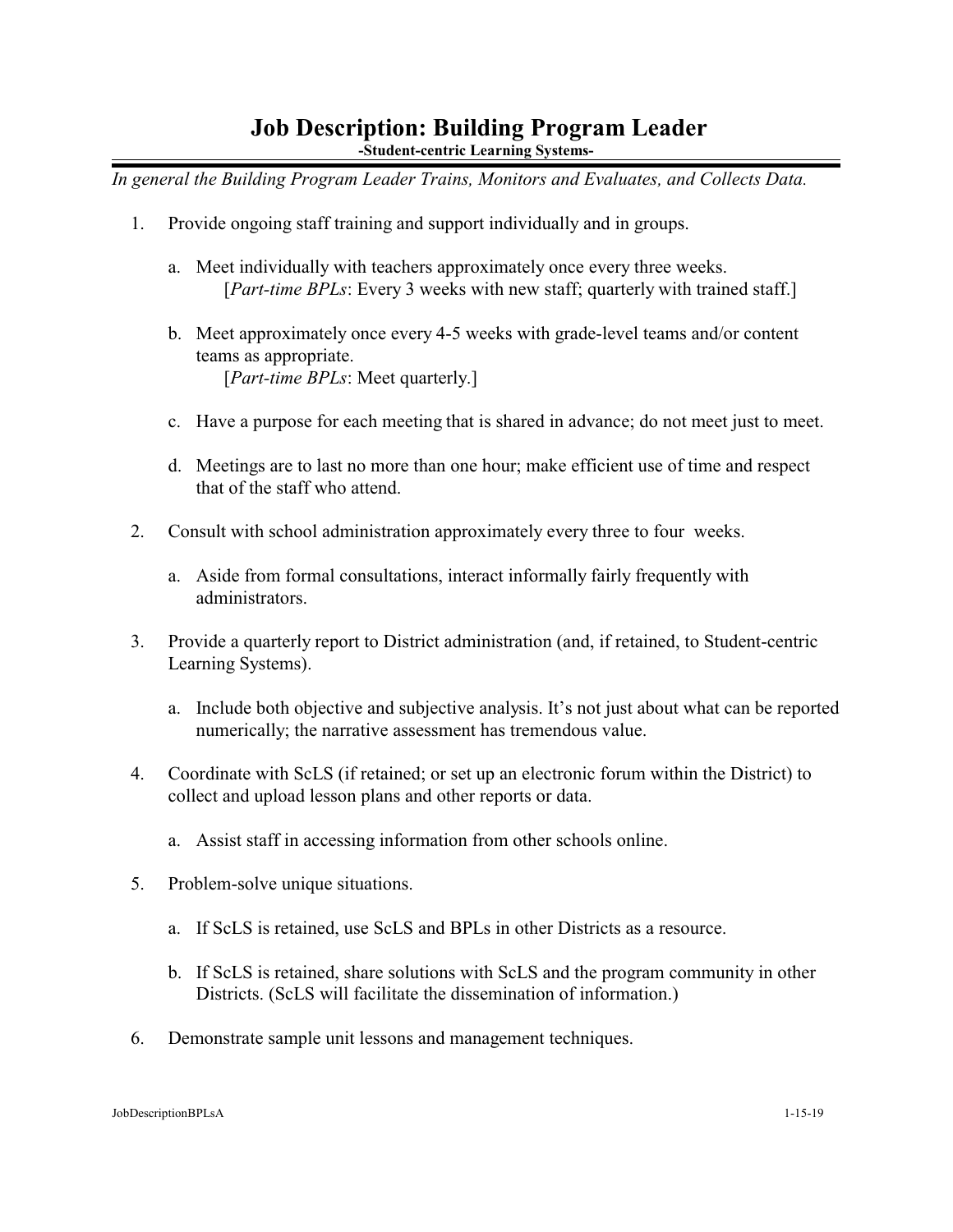# Job Description: Building Program Leader

**-Student-centric Learning Systems-**

*In general the Building Program Leader Trains, Monitors and Evaluates, and Collects Data.*

1. Provide ongoing staff training and support individually and in groups.

   a. Meet individually with teachers approximately once every three weeks.
      [*Part-time BPLs*: Every 3 weeks with new staff; quarterly with trained staff.]

   b. Meet approximately once every 4-5 weeks with grade-level teams and/or content teams as appropriate.
      [*Part-time BPLs*: Meet quarterly.]

   c. Have a purpose for each meeting that is shared in advance; do not meet just to meet.

   d. Meetings are to last no more than one hour; make efficient use of time and respect that of the staff who attend.

2. Consult with school administration approximately every three to four weeks.

   a. Aside from formal consultations, interact informally fairly frequently with administrators.

3. Provide a quarterly report to District administration (and, if retained, to Student-centric Learning Systems).

   a. Include both objective and subjective analysis. It's not just about what can be reported numerically; the narrative assessment has tremendous value.

4. Coordinate with ScLS (if retained; or set up an electronic forum within the District) to collect and upload lesson plans and other reports or data.

   a. Assist staff in accessing information from other schools online.

5. Problem-solve unique situations.

   a. If ScLS is retained, use ScLS and BPLs in other Districts as a resource.

   b. If ScLS is retained, share solutions with ScLS and the program community in other Districts. (ScLS will facilitate the dissemination of information.)

6. Demonstrate sample unit lessons and management techniques.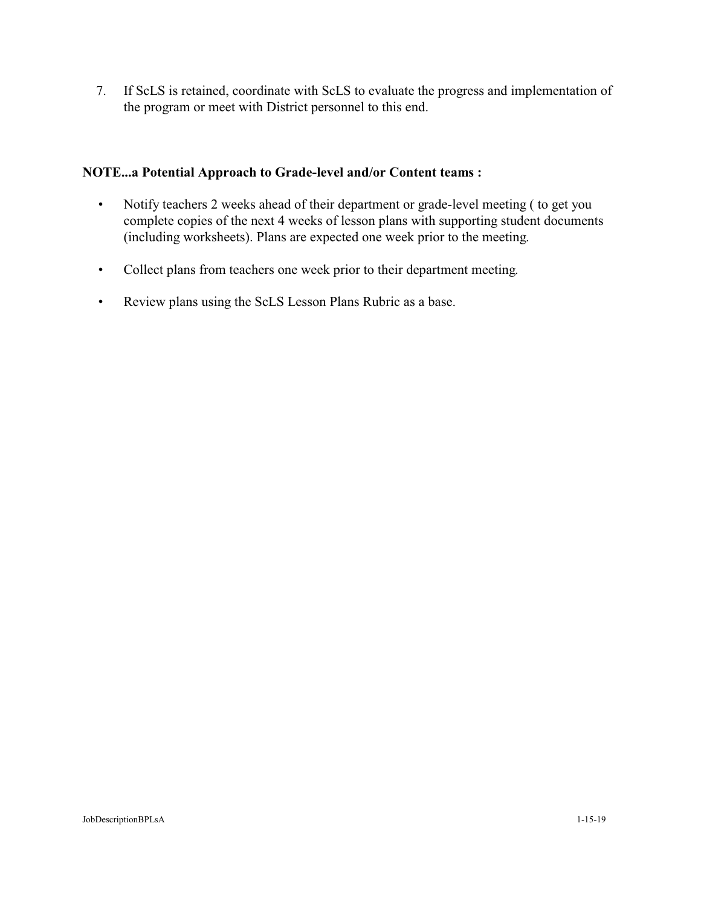7. If ScLS is retained, coordinate with ScLS to evaluate the progress and implementation of the program or meet with District personnel to this end.

**NOTE...a Potential Approach to Grade-level and/or Content teams :**

- Notify teachers 2 weeks ahead of their department or grade-level meeting ( to get you complete copies of the next 4 weeks of lesson plans with supporting student documents (including worksheets). Plans are expected one week prior to the meeting.
- Collect plans from teachers one week prior to their department meeting.
- Review plans using the ScLS Lesson Plans Rubric as a base.